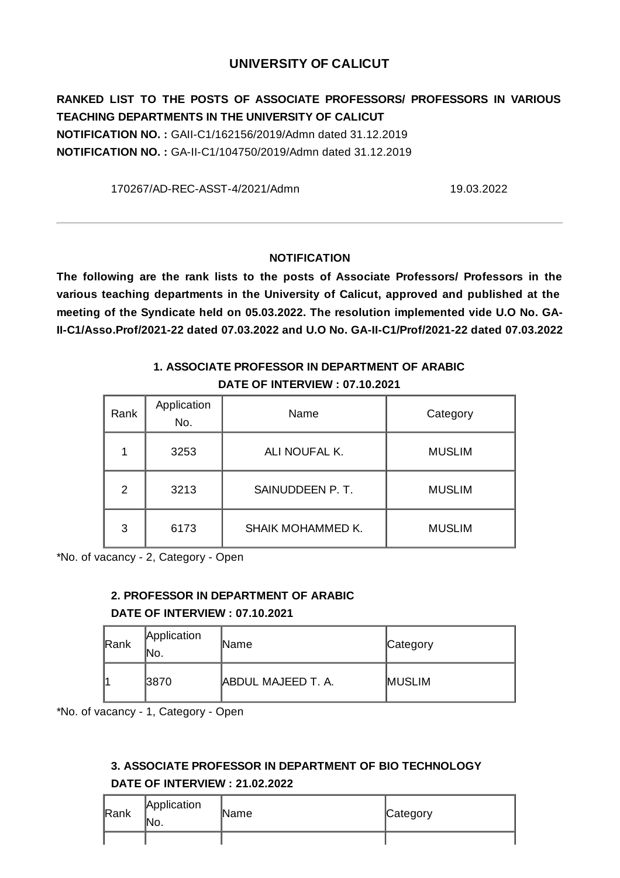## UNIVERSITY OF CALICUT

**RANKED LIST TO THE POSTS OF ASSOCIATE PROFESSORS/ PROFESSORS IN VARIOUS TEACHING DEPARTMENTS IN THE UNIVERSITY OF CALICUT**
**NOTIFICATION NO. :** GAII-C1/162156/2019/Admn dated 31.12.2019
**NOTIFICATION NO. :** GA-II-C1/104750/2019/Admn dated 31.12.2019

170267/AD-REC-ASST-4/2021/Admn 19.03.2022

---

### NOTIFICATION

**The following are the rank lists to the posts of Associate Professors/ Professors in the various teaching departments in the University of Calicut, approved and published at the meeting of the Syndicate held on 05.03.2022. The resolution implemented vide U.O No. GA-II-C1/Asso.Prof/2021-22 dated 07.03.2022 and U.O No. GA-II-C1/Prof/2021-22 dated 07.03.2022**

### 1. ASSOCIATE PROFESSOR IN DEPARTMENT OF ARABIC
**DATE OF INTERVIEW : 07.10.2021**

| Rank | Application No. | Name | Category |
|---|---|---|---|
| 1 | 3253 | ALI NOUFAL K. | MUSLIM |
| 2 | 3213 | SAINUDDEEN P. T. | MUSLIM |
| 3 | 6173 | SHAIK MOHAMMED K. | MUSLIM |

*No. of vacancy - 2, Category - Open

### 2. PROFESSOR IN DEPARTMENT OF ARABIC
**DATE OF INTERVIEW : 07.10.2021**

| Rank | Application No. | Name | Category |
|---|---|---|---|
| 1 | 3870 | ABDUL MAJEED T. A. | MUSLIM |

*No. of vacancy - 1, Category - Open

### 3. ASSOCIATE PROFESSOR IN DEPARTMENT OF BIO TECHNOLOGY
**DATE OF INTERVIEW : 21.02.2022**

| Rank | Application No. | Name | Category |
|---|---|---|---|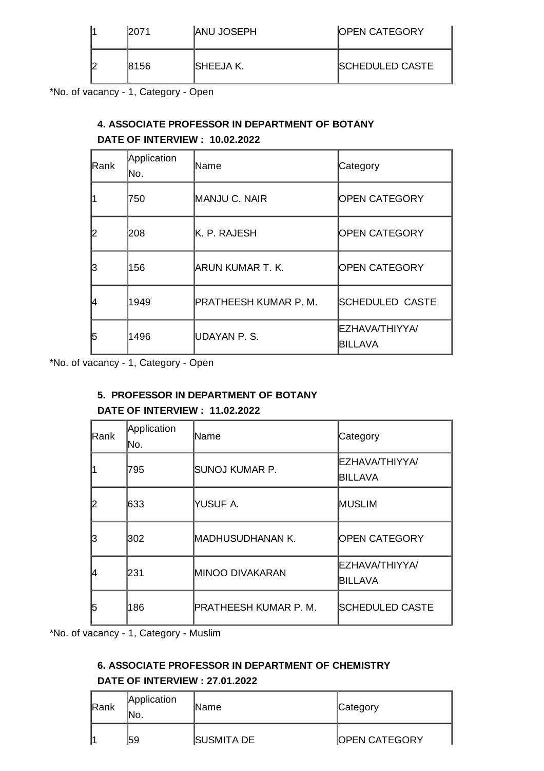| | | | |
|---|---|---|---|
| 1 | 2071 | ANU JOSEPH | OPEN CATEGORY |
| 2 | 8156 | SHEEJA K. | SCHEDULED CASTE |

*No. of vacancy - 1, Category - Open

### 4. ASSOCIATE PROFESSOR IN DEPARTMENT OF BOTANY

**DATE OF INTERVIEW : 10.02.2022**

| Rank | Application No. | Name | Category |
|---|---|---|---|
| 1 | 750 | MANJU C. NAIR | OPEN CATEGORY |
| 2 | 208 | K. P. RAJESH | OPEN CATEGORY |
| 3 | 156 | ARUN KUMAR T. K. | OPEN CATEGORY |
| 4 | 1949 | PRATHEESH KUMAR P. M. | SCHEDULED CASTE |
| 5 | 1496 | UDAYAN P. S. | EZHAVA/THIYYA/ BILLAVA |

*No. of vacancy - 1, Category - Open

### 5. PROFESSOR IN DEPARTMENT OF BOTANY

**DATE OF INTERVIEW : 11.02.2022**

| Rank | Application No. | Name | Category |
|---|---|---|---|
| 1 | 795 | SUNOJ KUMAR P. | EZHAVA/THIYYA/ BILLAVA |
| 2 | 633 | YUSUF A. | MUSLIM |
| 3 | 302 | MADHUSUDHANAN K. | OPEN CATEGORY |
| 4 | 231 | MINOO DIVAKARAN | EZHAVA/THIYYA/ BILLAVA |
| 5 | 186 | PRATHEESH KUMAR P. M. | SCHEDULED CASTE |

*No. of vacancy - 1, Category - Muslim

### 6. ASSOCIATE PROFESSOR IN DEPARTMENT OF CHEMISTRY

**DATE OF INTERVIEW : 27.01.2022**

| Rank | Application No. | Name | Category |
|---|---|---|---|
| 1 | 59 | SUSMITA DE | OPEN CATEGORY |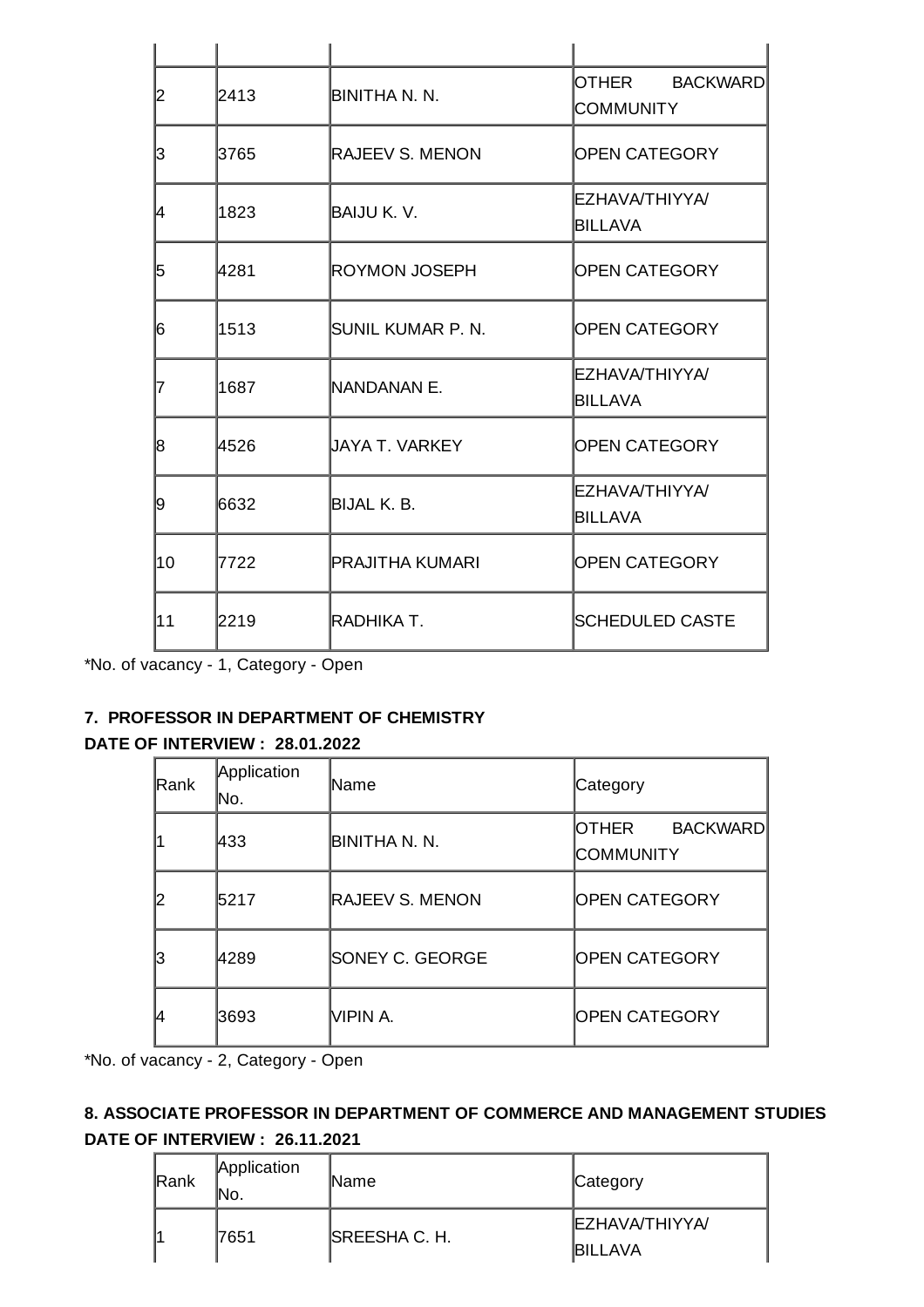| | | | |
|---|---|---|---|
| 2 | 2413 | BINITHA N. N. | OTHER BACKWARD COMMUNITY |
| 3 | 3765 | RAJEEV S. MENON | OPEN CATEGORY |
| 4 | 1823 | BAIJU K. V. | EZHAVA/THIYYA/ BILLAVA |
| 5 | 4281 | ROYMON JOSEPH | OPEN CATEGORY |
| 6 | 1513 | SUNIL KUMAR P. N. | OPEN CATEGORY |
| 7 | 1687 | NANDANAN E. | EZHAVA/THIYYA/ BILLAVA |
| 8 | 4526 | JAYA T. VARKEY | OPEN CATEGORY |
| 9 | 6632 | BIJAL K. B. | EZHAVA/THIYYA/ BILLAVA |
| 10 | 7722 | PRAJITHA KUMARI | OPEN CATEGORY |
| 11 | 2219 | RADHIKA T. | SCHEDULED CASTE |

*No. of vacancy - 1, Category - Open

**7. PROFESSOR IN DEPARTMENT OF CHEMISTRY**
**DATE OF INTERVIEW : 28.01.2022**

| Rank | Application No. | Name | Category |
|---|---|---|---|
| 1 | 433 | BINITHA N. N. | OTHER BACKWARD COMMUNITY |
| 2 | 5217 | RAJEEV S. MENON | OPEN CATEGORY |
| 3 | 4289 | SONEY C. GEORGE | OPEN CATEGORY |
| 4 | 3693 | VIPIN A. | OPEN CATEGORY |

*No. of vacancy - 2, Category - Open

**8. ASSOCIATE PROFESSOR IN DEPARTMENT OF COMMERCE AND MANAGEMENT STUDIES**
**DATE OF INTERVIEW : 26.11.2021**

| Rank | Application No. | Name | Category |
|---|---|---|---|
| 1 | 7651 | SREESHA C. H. | EZHAVA/THIYYA/ BILLAVA |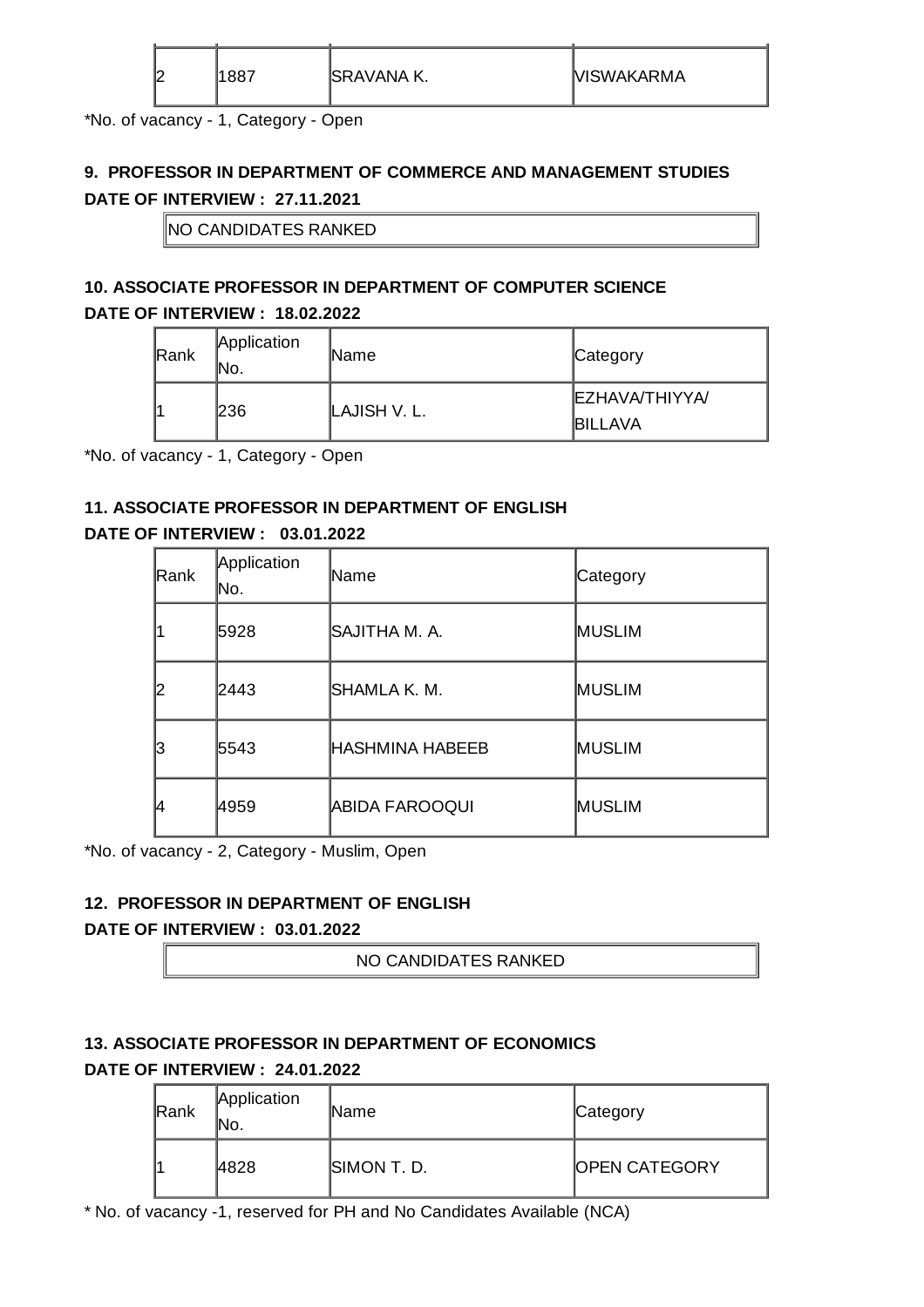| 2 | 1887 | SRAVANA K. | VISWAKARMA |
|---|---|---|---|

*No. of vacancy - 1, Category - Open

**9. PROFESSOR IN DEPARTMENT OF COMMERCE AND MANAGEMENT STUDIES**

**DATE OF INTERVIEW : 27.11.2021**

| NO CANDIDATES RANKED |
|---|

**10. ASSOCIATE PROFESSOR IN DEPARTMENT OF COMPUTER SCIENCE**

**DATE OF INTERVIEW : 18.02.2022**

| Rank | Application No. | Name | Category |
|---|---|---|---|
| 1 | 236 | LAJISH V. L. | EZHAVA/THIYYA/ BILLAVA |

*No. of vacancy - 1, Category - Open

**11. ASSOCIATE PROFESSOR IN DEPARTMENT OF ENGLISH**

**DATE OF INTERVIEW : 03.01.2022**

| Rank | Application No. | Name | Category |
|---|---|---|---|
| 1 | 5928 | SAJITHA M. A. | MUSLIM |
| 2 | 2443 | SHAMLA K. M. | MUSLIM |
| 3 | 5543 | HASHMINA HABEEB | MUSLIM |
| 4 | 4959 | ABIDA FAROOQUI | MUSLIM |

*No. of vacancy - 2, Category - Muslim, Open

**12. PROFESSOR IN DEPARTMENT OF ENGLISH**

**DATE OF INTERVIEW : 03.01.2022**

| NO CANDIDATES RANKED |
|---|

**13. ASSOCIATE PROFESSOR IN DEPARTMENT OF ECONOMICS**

**DATE OF INTERVIEW : 24.01.2022**

| Rank | Application No. | Name | Category |
|---|---|---|---|
| 1 | 4828 | SIMON T. D. | OPEN CATEGORY |

* No. of vacancy -1, reserved for PH and No Candidates Available (NCA)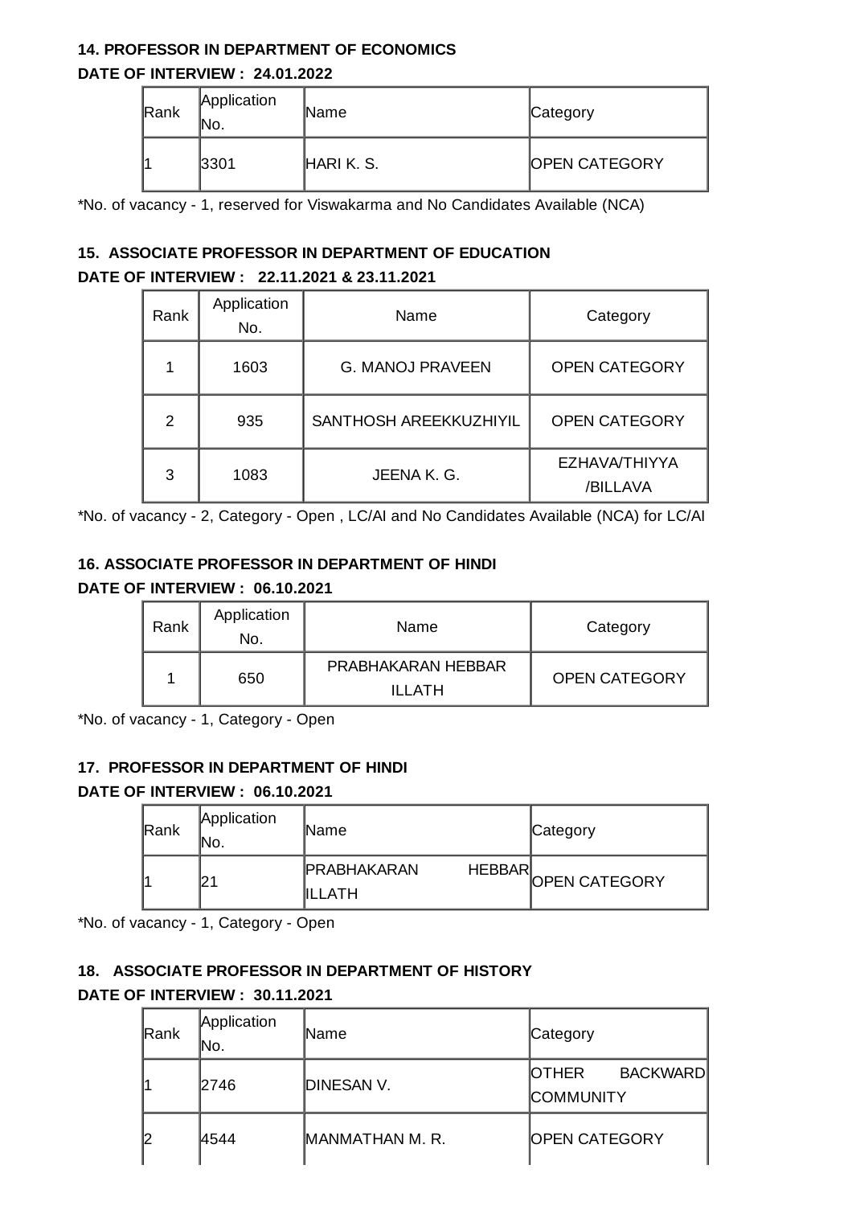**14. PROFESSOR IN DEPARTMENT OF ECONOMICS**

**DATE OF INTERVIEW : 24.01.2022**

| Rank | Application No. | Name | Category |
|---|---|---|---|
| 1 | 3301 | HARI K. S. | OPEN CATEGORY |

*No. of vacancy - 1, reserved for Viswakarma and No Candidates Available (NCA)

**15. ASSOCIATE PROFESSOR IN DEPARTMENT OF EDUCATION**

**DATE OF INTERVIEW : 22.11.2021 & 23.11.2021**

| Rank | Application No. | Name | Category |
|---|---|---|---|
| 1 | 1603 | G. MANOJ PRAVEEN | OPEN CATEGORY |
| 2 | 935 | SANTHOSH AREEKKUZHIYIL | OPEN CATEGORY |
| 3 | 1083 | JEENA K. G. | EZHAVA/THIYYA /BILLAVA |

*No. of vacancy - 2, Category - Open , LC/AI and No Candidates Available (NCA) for LC/AI

**16. ASSOCIATE PROFESSOR IN DEPARTMENT OF HINDI**

**DATE OF INTERVIEW : 06.10.2021**

| Rank | Application No. | Name | Category |
|---|---|---|---|
| 1 | 650 | PRABHAKARAN HEBBAR ILLATH | OPEN CATEGORY |

*No. of vacancy - 1, Category - Open

**17. PROFESSOR IN DEPARTMENT OF HINDI**

**DATE OF INTERVIEW : 06.10.2021**

| Rank | Application No. | Name | Category |
|---|---|---|---|
| 1 | 21 | PRABHAKARAN HEBBAR ILLATH | OPEN CATEGORY |

*No. of vacancy - 1, Category - Open

**18. ASSOCIATE PROFESSOR IN DEPARTMENT OF HISTORY**

**DATE OF INTERVIEW : 30.11.2021**

| Rank | Application No. | Name | Category |
|---|---|---|---|
| 1 | 2746 | DINESAN V. | OTHER BACKWARD COMMUNITY |
| 2 | 4544 | MANMATHAN M. R. | OPEN CATEGORY |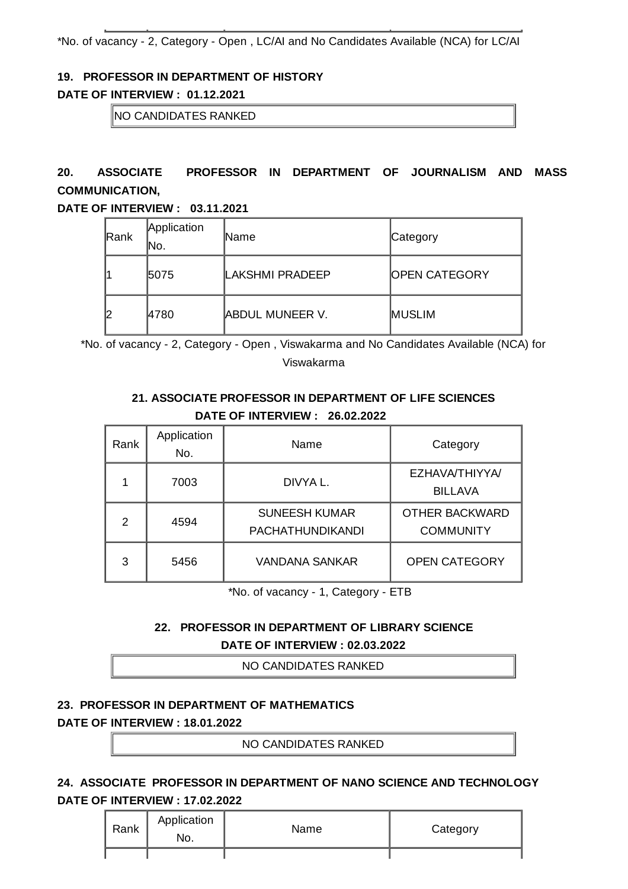*No. of vacancy - 2, Category - Open , LC/AI and No Candidates Available (NCA) for LC/AI

**19. PROFESSOR IN DEPARTMENT OF HISTORY**

**DATE OF INTERVIEW : 01.12.2021**

| NO CANDIDATES RANKED |
|---|

**20. ASSOCIATE PROFESSOR IN DEPARTMENT OF JOURNALISM AND MASS COMMUNICATION,**

**DATE OF INTERVIEW : 03.11.2021**

| Rank | Application No. | Name | Category |
|---|---|---|---|
| 1 | 5075 | LAKSHMI PRADEEP | OPEN CATEGORY |
| 2 | 4780 | ABDUL MUNEER V. | MUSLIM |

*No. of vacancy - 2, Category - Open , Viswakarma and No Candidates Available (NCA) for Viswakarma

**21. ASSOCIATE PROFESSOR IN DEPARTMENT OF LIFE SCIENCES**

**DATE OF INTERVIEW : 26.02.2022**

| Rank | Application No. | Name | Category |
|---|---|---|---|
| 1 | 7003 | DIVYA L. | EZHAVA/THIYYA/ BILLAVA |
| 2 | 4594 | SUNEESH KUMAR PACHATHUNDIKANDI | OTHER BACKWARD COMMUNITY |
| 3 | 5456 | VANDANA SANKAR | OPEN CATEGORY |

*No. of vacancy - 1, Category - ETB

**22. PROFESSOR IN DEPARTMENT OF LIBRARY SCIENCE**

**DATE OF INTERVIEW : 02.03.2022**

| NO CANDIDATES RANKED |
|---|

**23. PROFESSOR IN DEPARTMENT OF MATHEMATICS**

**DATE OF INTERVIEW : 18.01.2022**

| NO CANDIDATES RANKED |
|---|

**24. ASSOCIATE PROFESSOR IN DEPARTMENT OF NANO SCIENCE AND TECHNOLOGY**

**DATE OF INTERVIEW : 17.02.2022**

| Rank | Application No. | Name | Category |
|---|---|---|---|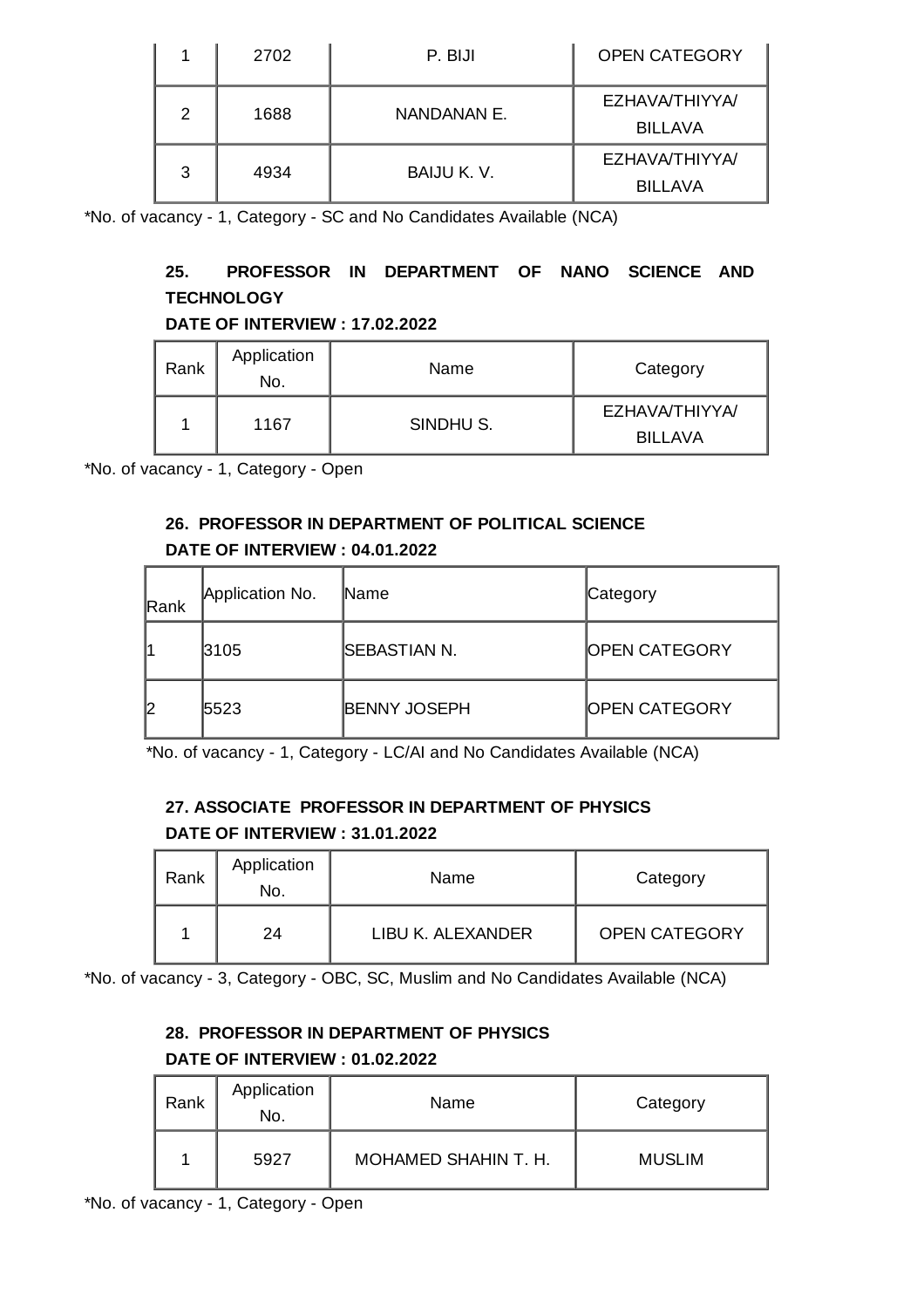| | | | |
|---|---|---|---|
| 1 | 2702 | P. BIJI | OPEN CATEGORY |
| 2 | 1688 | NANDANAN E. | EZHAVA/THIYYA/ BILLAVA |
| 3 | 4934 | BAIJU K. V. | EZHAVA/THIYYA/ BILLAVA |

*No. of vacancy - 1, Category - SC and No Candidates Available (NCA)

**25. PROFESSOR IN DEPARTMENT OF NANO SCIENCE AND TECHNOLOGY**

**DATE OF INTERVIEW : 17.02.2022**

| Rank | Application No. | Name | Category |
|---|---|---|---|
| 1 | 1167 | SINDHU S. | EZHAVA/THIYYA/ BILLAVA |

*No. of vacancy - 1, Category - Open

**26. PROFESSOR IN DEPARTMENT OF POLITICAL SCIENCE**

**DATE OF INTERVIEW : 04.01.2022**

| Rank | Application No. | Name | Category |
|---|---|---|---|
| 1 | 3105 | SEBASTIAN N. | OPEN CATEGORY |
| 2 | 5523 | BENNY JOSEPH | OPEN CATEGORY |

*No. of vacancy - 1, Category - LC/AI and No Candidates Available (NCA)

**27. ASSOCIATE PROFESSOR IN DEPARTMENT OF PHYSICS**

**DATE OF INTERVIEW : 31.01.2022**

| Rank | Application No. | Name | Category |
|---|---|---|---|
| 1 | 24 | LIBU K. ALEXANDER | OPEN CATEGORY |

*No. of vacancy - 3, Category - OBC, SC, Muslim and No Candidates Available (NCA)

**28. PROFESSOR IN DEPARTMENT OF PHYSICS**

**DATE OF INTERVIEW : 01.02.2022**

| Rank | Application No. | Name | Category |
|---|---|---|---|
| 1 | 5927 | MOHAMED SHAHIN T. H. | MUSLIM |

*No. of vacancy - 1, Category - Open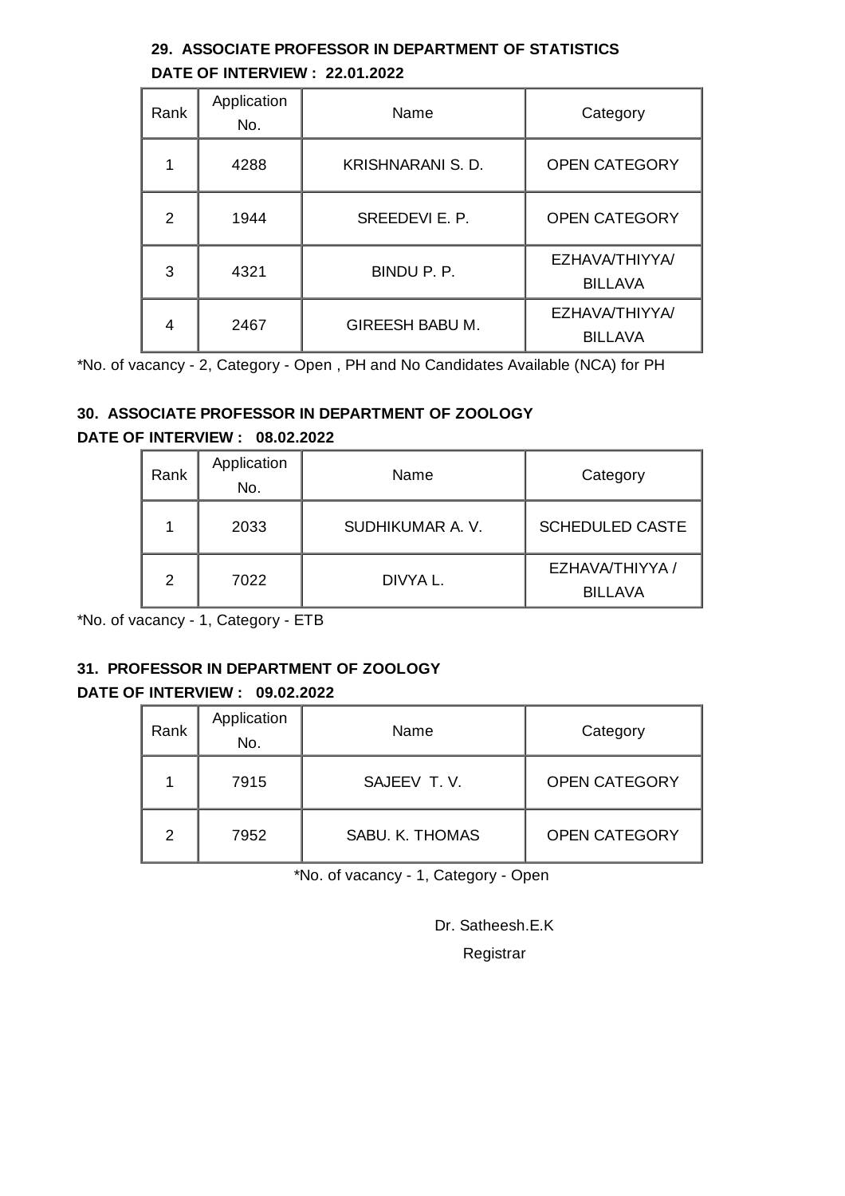**29. ASSOCIATE PROFESSOR IN DEPARTMENT OF STATISTICS**

**DATE OF INTERVIEW : 22.01.2022**

| Rank | Application No. | Name | Category |
|---|---|---|---|
| 1 | 4288 | KRISHNARANI S. D. | OPEN CATEGORY |
| 2 | 1944 | SREEDEVI E. P. | OPEN CATEGORY |
| 3 | 4321 | BINDU P. P. | EZHAVA/THIYYA/ BILLAVA |
| 4 | 2467 | GIREESH BABU M. | EZHAVA/THIYYA/ BILLAVA |

*No. of vacancy - 2, Category - Open , PH and No Candidates Available (NCA) for PH

**30. ASSOCIATE PROFESSOR IN DEPARTMENT OF ZOOLOGY**

**DATE OF INTERVIEW : 08.02.2022**

| Rank | Application No. | Name | Category |
|---|---|---|---|
| 1 | 2033 | SUDHIKUMAR A. V. | SCHEDULED CASTE |
| 2 | 7022 | DIVYA L. | EZHAVA/THIYYA / BILLAVA |

*No. of vacancy - 1, Category - ETB

**31. PROFESSOR IN DEPARTMENT OF ZOOLOGY**

**DATE OF INTERVIEW : 09.02.2022**

| Rank | Application No. | Name | Category |
|---|---|---|---|
| 1 | 7915 | SAJEEV T. V. | OPEN CATEGORY |
| 2 | 7952 | SABU. K. THOMAS | OPEN CATEGORY |

*No. of vacancy - 1, Category - Open

Dr. Satheesh.E.K

Registrar